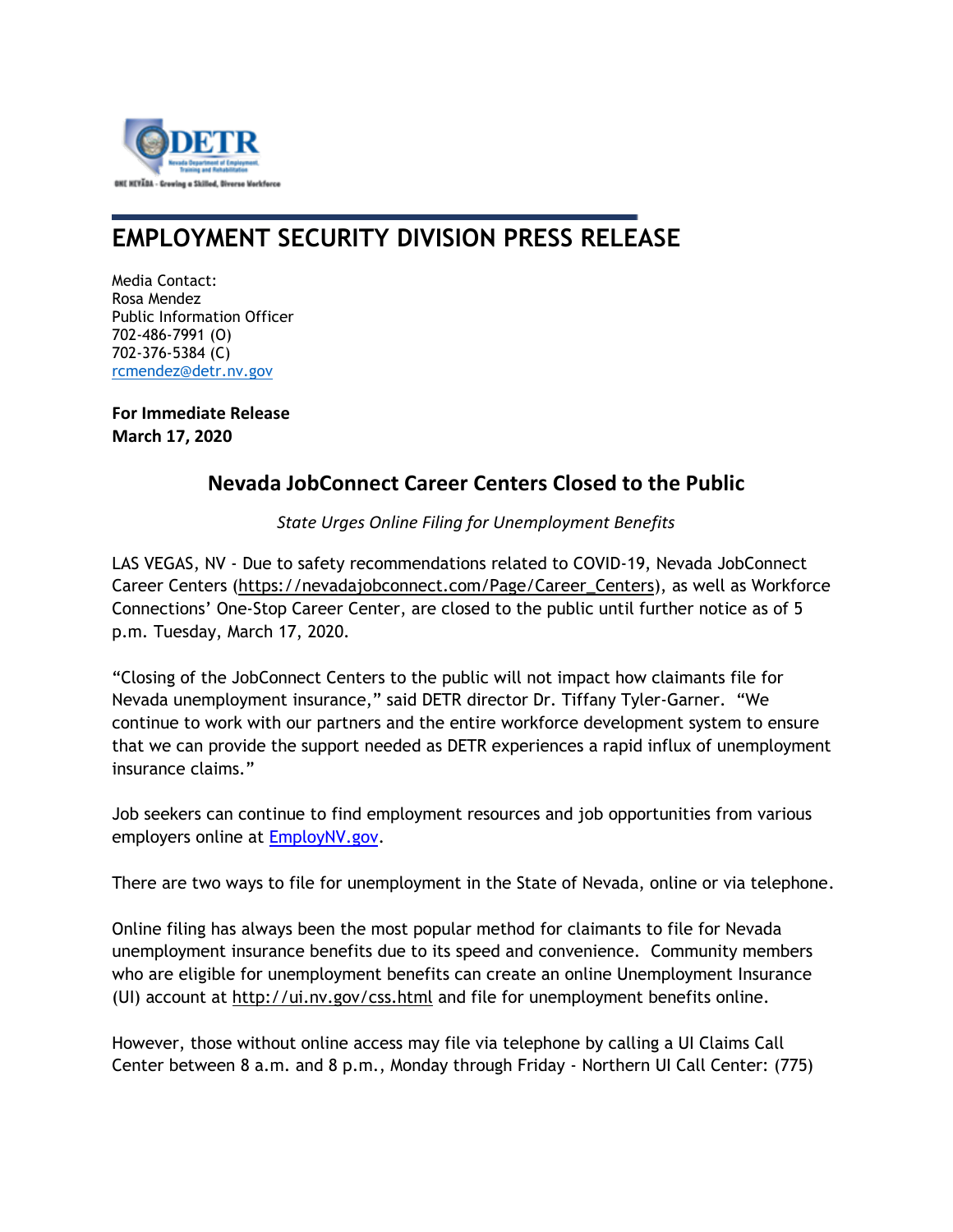# EMPLOYMENT SECURITY DIVISION PRESS RELEASE

Media Contact:
Rosa Mendez
Public Information Officer
702-486-7991 (O)
702-376-5384 (C)
rcmendez@detr.nv.gov

**For Immediate Release**
**March 17, 2020**

## Nevada JobConnect Career Centers Closed to the Public

*State Urges Online Filing for Unemployment Benefits*

LAS VEGAS, NV - Due to safety recommendations related to COVID-19, Nevada JobConnect Career Centers (https://nevadajobconnect.com/Page/Career_Centers), as well as Workforce Connections' One-Stop Career Center, are closed to the public until further notice as of 5 p.m. Tuesday, March 17, 2020.

"Closing of the JobConnect Centers to the public will not impact how claimants file for Nevada unemployment insurance," said DETR director Dr. Tiffany Tyler-Garner. "We continue to work with our partners and the entire workforce development system to ensure that we can provide the support needed as DETR experiences a rapid influx of unemployment insurance claims."

Job seekers can continue to find employment resources and job opportunities from various employers online at EmployNV.gov.

There are two ways to file for unemployment in the State of Nevada, online or via telephone.

Online filing has always been the most popular method for claimants to file for Nevada unemployment insurance benefits due to its speed and convenience. Community members who are eligible for unemployment benefits can create an online Unemployment Insurance (UI) account at http://ui.nv.gov/css.html and file for unemployment benefits online.

However, those without online access may file via telephone by calling a UI Claims Call Center between 8 a.m. and 8 p.m., Monday through Friday - Northern UI Call Center: (775)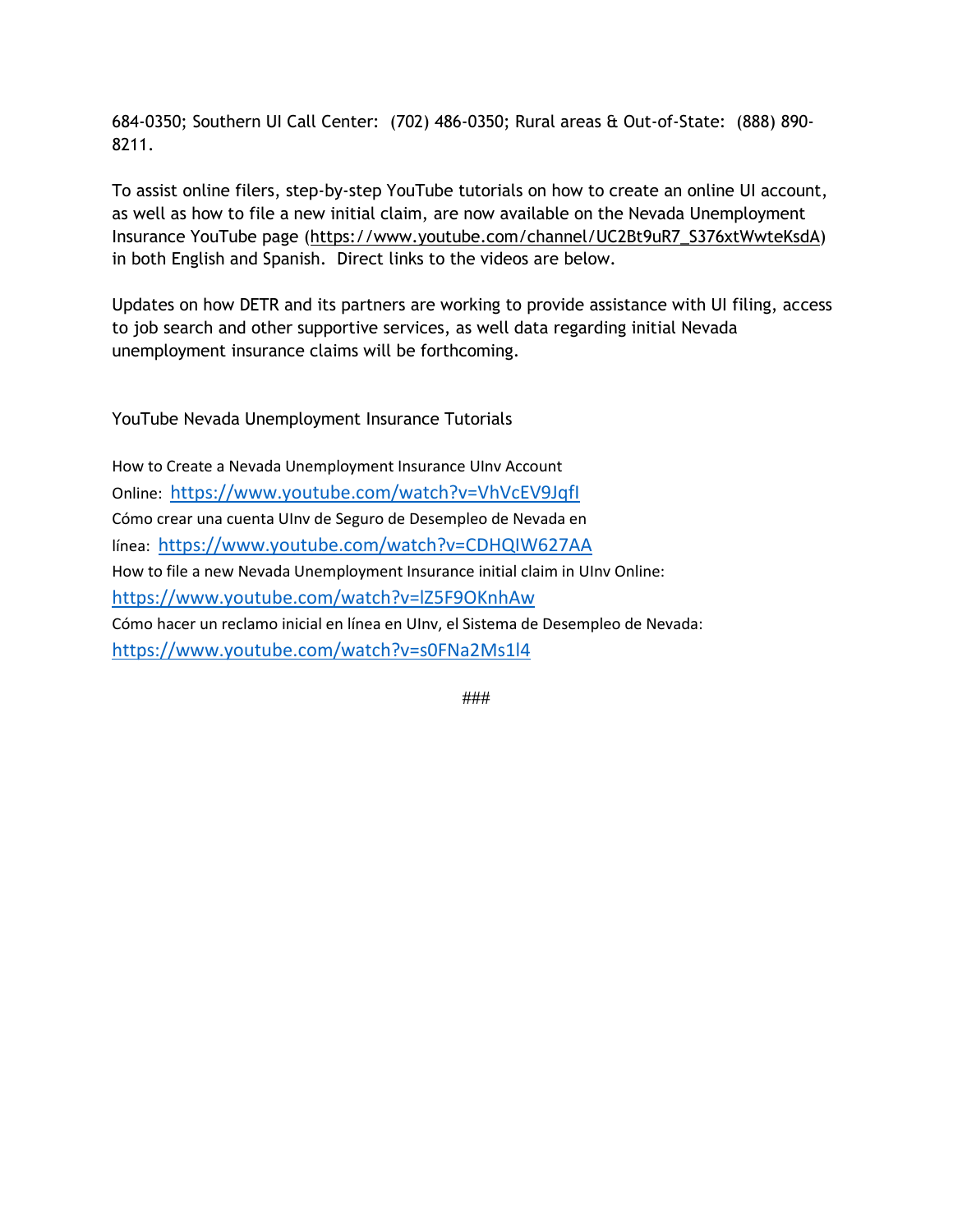684-0350; Southern UI Call Center: (702) 486-0350; Rural areas & Out-of-State: (888) 890-8211.

To assist online filers, step-by-step YouTube tutorials on how to create an online UI account, as well as how to file a new initial claim, are now available on the Nevada Unemployment Insurance YouTube page (https://www.youtube.com/channel/UC2Bt9uR7_S376xtWwteKsdA) in both English and Spanish. Direct links to the videos are below.

Updates on how DETR and its partners are working to provide assistance with UI filing, access to job search and other supportive services, as well data regarding initial Nevada unemployment insurance claims will be forthcoming.

YouTube Nevada Unemployment Insurance Tutorials

How to Create a Nevada Unemployment Insurance UInv Account Online: https://www.youtube.com/watch?v=VhVcEV9JqfI
Cómo crear una cuenta UInv de Seguro de Desempleo de Nevada en línea: https://www.youtube.com/watch?v=CDHQIW627AA
How to file a new Nevada Unemployment Insurance initial claim in UInv Online: https://www.youtube.com/watch?v=lZ5F9OKnhAw
Cómo hacer un reclamo inicial en línea en UInv, el Sistema de Desempleo de Nevada: https://www.youtube.com/watch?v=s0FNa2Ms1l4

###